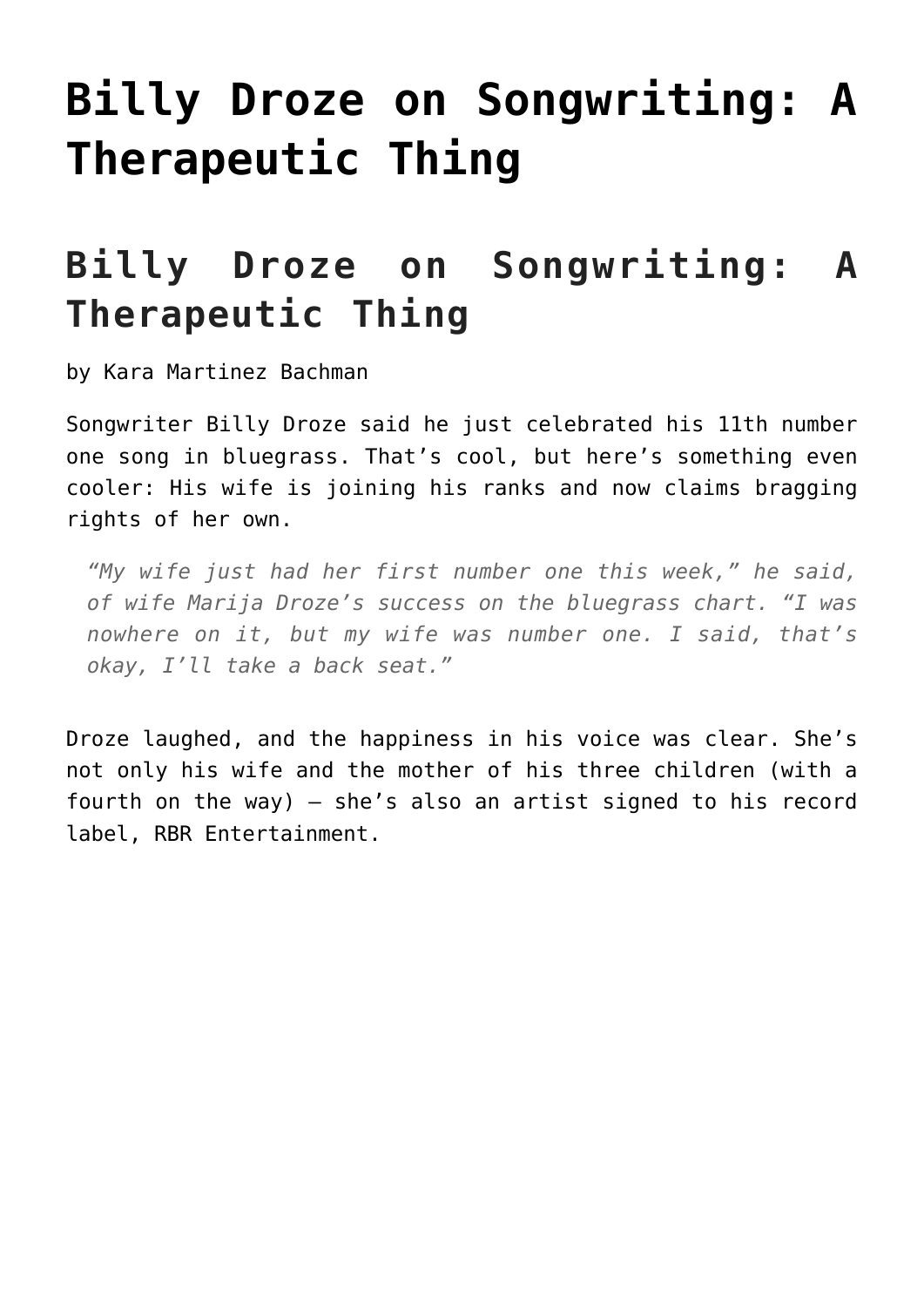# Billy Droze on Songwriting: A Therapeutic Thing

## Billy Droze on Songwriting: A Therapeutic Thing

by Kara Martinez Bachman

Songwriter Billy Droze said he just celebrated his 11th number one song in bluegrass. That's cool, but here's something even cooler: His wife is joining his ranks and now claims bragging rights of her own.

> *"My wife just had her first number one this week," he said, of wife Marija Droze's success on the bluegrass chart. "I was nowhere on it, but my wife was number one. I said, that's okay, I'll take a back seat."*

Droze laughed, and the happiness in his voice was clear. She's not only his wife and the mother of his three children (with a fourth on the way) – she's also an artist signed to his record label, RBR Entertainment.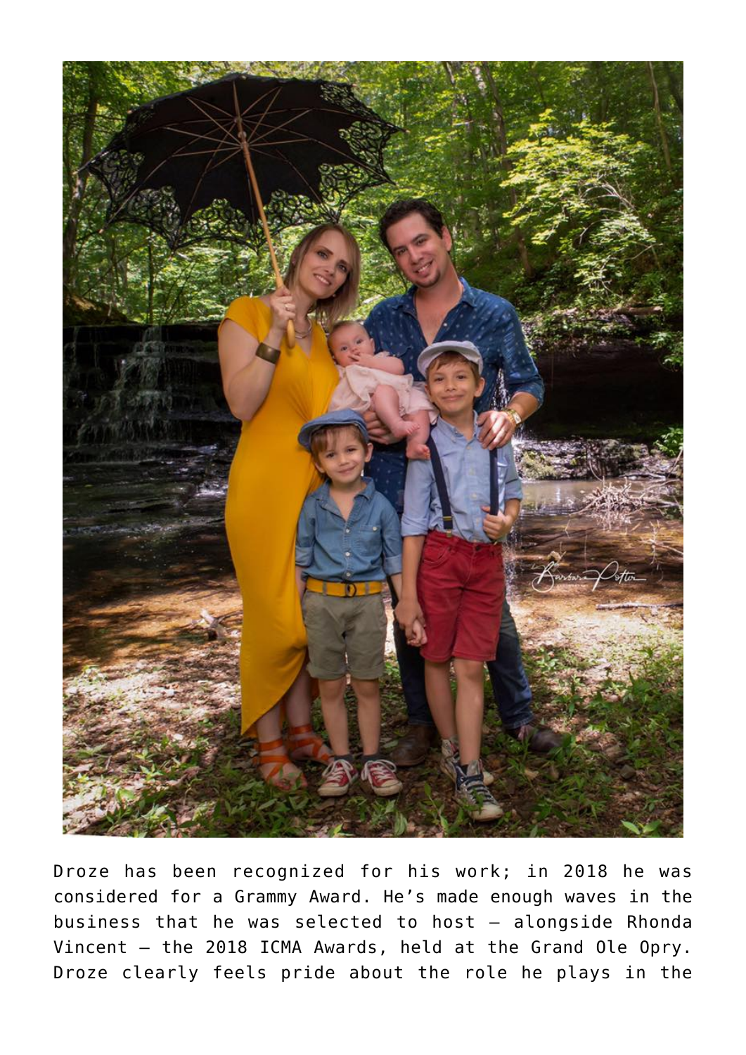Droze has been recognized for his work; in 2018 he was considered for a Grammy Award. He's made enough waves in the business that he was selected to host – alongside Rhonda Vincent – the 2018 ICMA Awards, held at the Grand Ole Opry. Droze clearly feels pride about the role he plays in the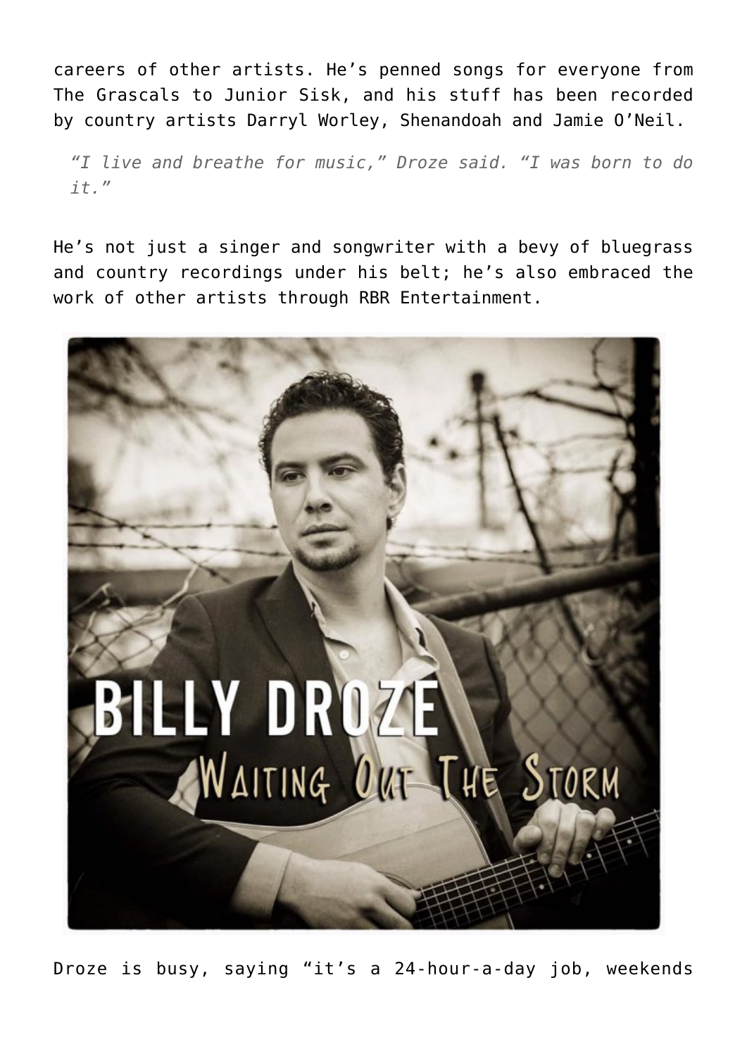careers of other artists. He's penned songs for everyone from The Grascals to Junior Sisk, and his stuff has been recorded by country artists Darryl Worley, Shenandoah and Jamie O'Neil.

> *"I live and breathe for music," Droze said. "I was born to do it."*

He's not just a singer and songwriter with a bevy of bluegrass and country recordings under his belt; he's also embraced the work of other artists through RBR Entertainment.

Droze is busy, saying "it's a 24-hour-a-day job, weekends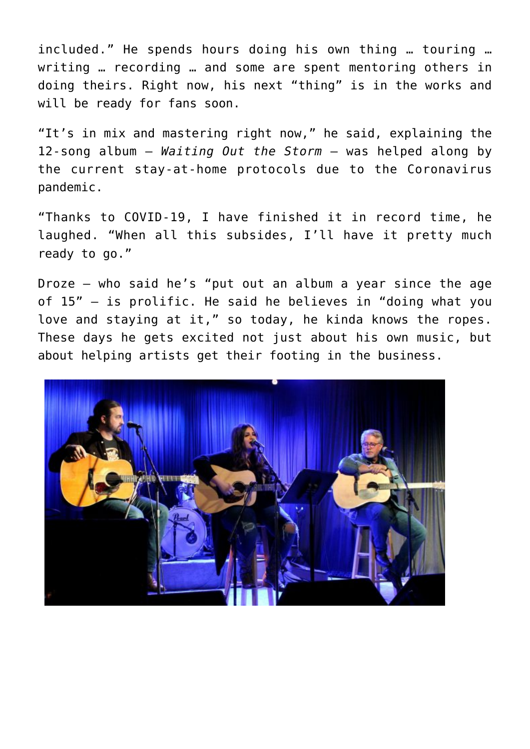included." He spends hours doing his own thing … touring … writing … recording … and some are spent mentoring others in doing theirs. Right now, his next "thing" is in the works and will be ready for fans soon.

"It's in mix and mastering right now," he said, explaining the 12-song album – *Waiting Out the Storm* – was helped along by the current stay-at-home protocols due to the Coronavirus pandemic.

"Thanks to COVID-19, I have finished it in record time, he laughed. "When all this subsides, I'll have it pretty much ready to go."

Droze – who said he's "put out an album a year since the age of 15" – is prolific. He said he believes in "doing what you love and staying at it," so today, he kinda knows the ropes. These days he gets excited not just about his own music, but about helping artists get their footing in the business.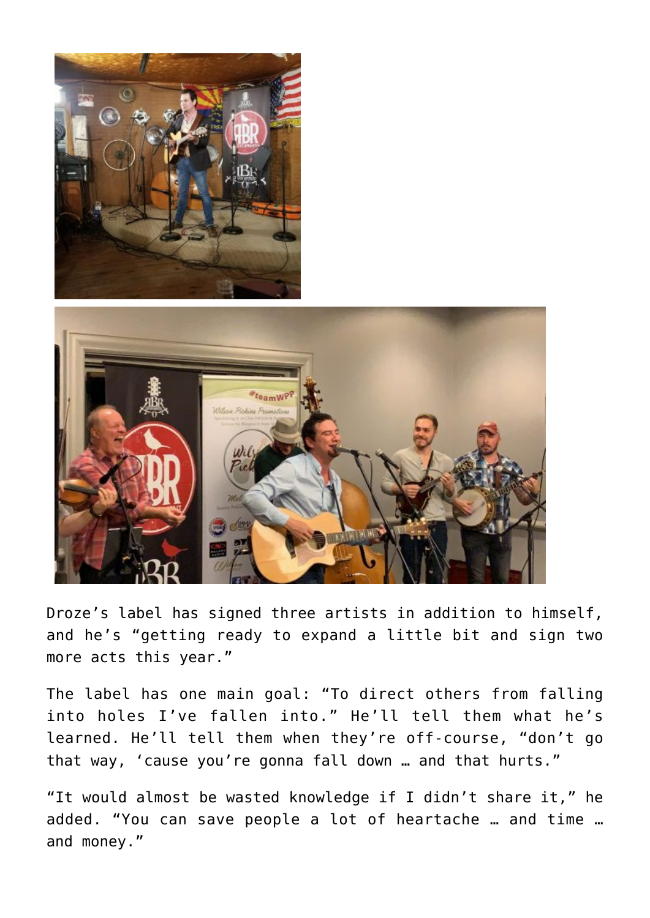Droze’s label has signed three artists in addition to himself, and he’s “getting ready to expand a little bit and sign two more acts this year.”

The label has one main goal: “To direct others from falling into holes I’ve fallen into.” He’ll tell them what he’s learned. He’ll tell them when they’re off-course, “don’t go that way, ‘cause you’re gonna fall down … and that hurts.”

“It would almost be wasted knowledge if I didn’t share it,” he added. “You can save people a lot of heartache … and time … and money.”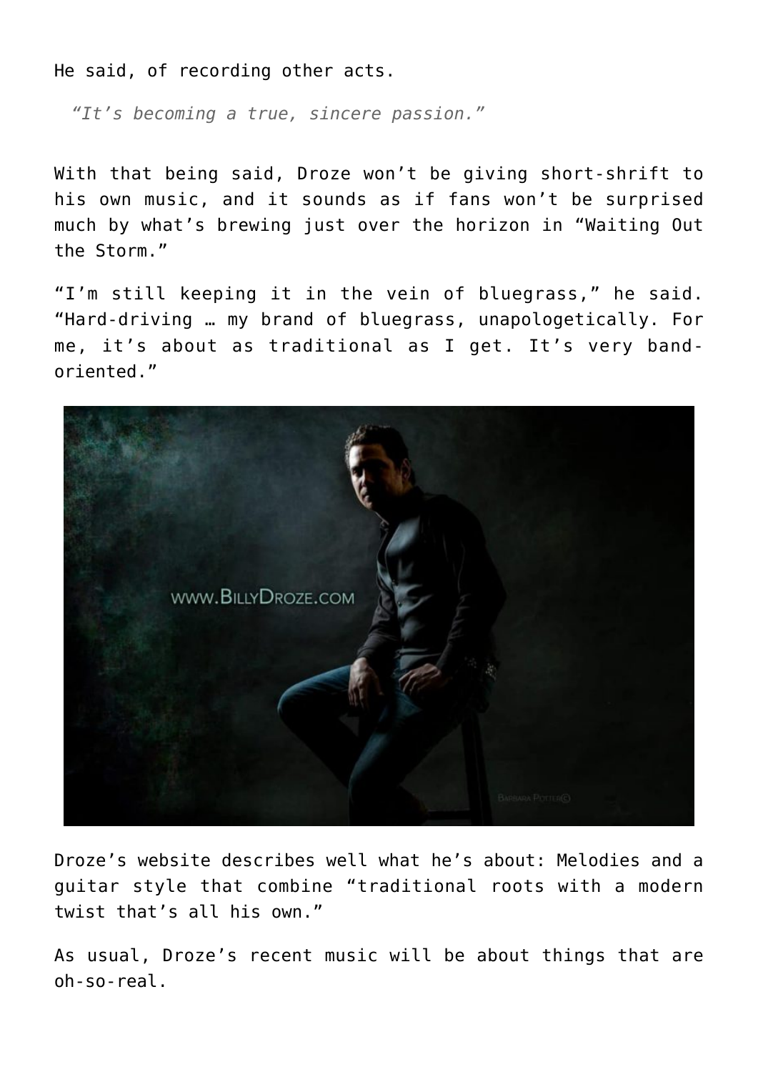He said, of recording other acts.

> *"It's becoming a true, sincere passion."*

With that being said, Droze won't be giving short-shrift to his own music, and it sounds as if fans won't be surprised much by what's brewing just over the horizon in "Waiting Out the Storm."

"I'm still keeping it in the vein of bluegrass," he said. "Hard-driving … my brand of bluegrass, unapologetically. For me, it's about as traditional as I get. It's very band-oriented."

Droze's website describes well what he's about: Melodies and a guitar style that combine "traditional roots with a modern twist that's all his own."

As usual, Droze's recent music will be about things that are oh-so-real.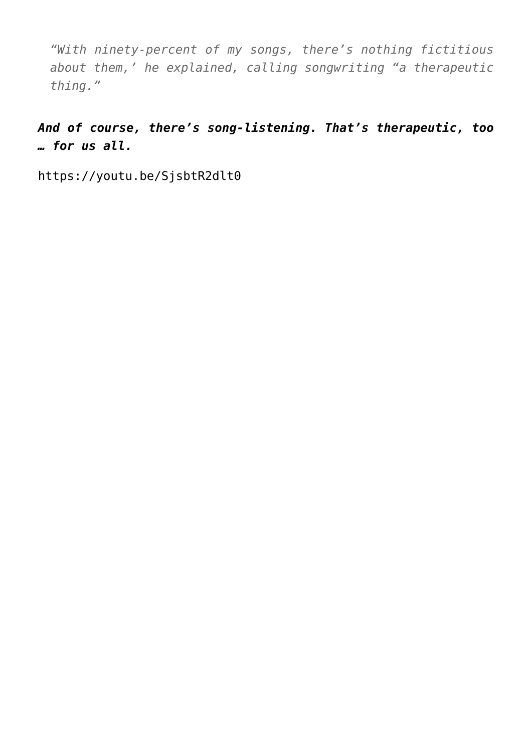> *“With ninety-percent of my songs, there’s nothing fictitious about them,’ he explained, calling songwriting “a therapeutic thing.”*

***And of course, there’s song-listening. That’s therapeutic, too … for us all.***

https://youtu.be/SjsbtR2dlt0